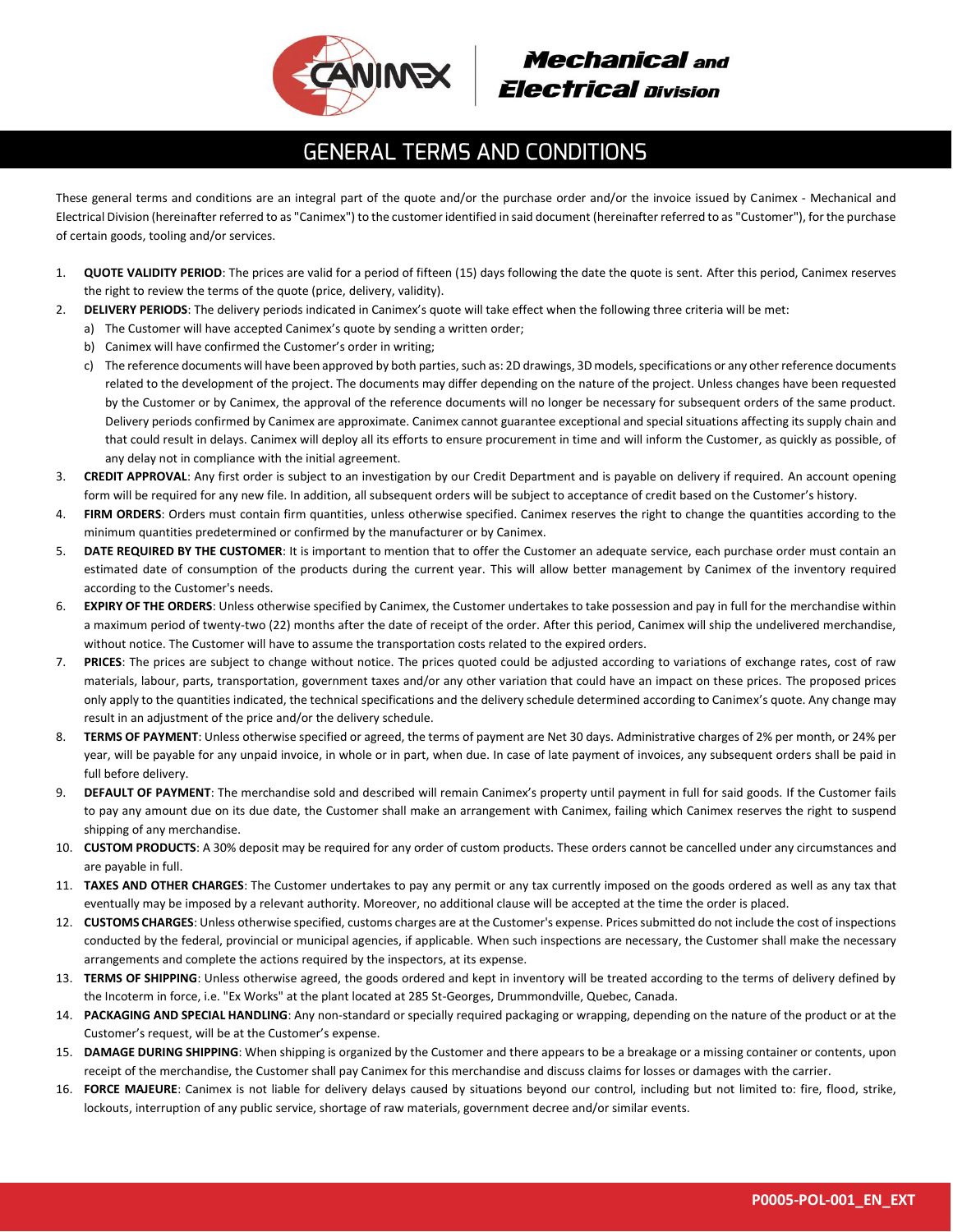# GENERAL TERMS AND CONDITIONS

These general terms and conditions are an integral part of the quote and/or the purchase order and/or the invoice issued by Canimex - Mechanical and Electrical Division (hereinafter referred to as "Canimex") to the customer identified in said document (hereinafter referred to as "Customer"), for the purchase of certain goods, tooling and/or services.

1. **QUOTE VALIDITY PERIOD**: The prices are valid for a period of fifteen (15) days following the date the quote is sent. After this period, Canimex reserves the right to review the terms of the quote (price, delivery, validity).
2. **DELIVERY PERIODS**: The delivery periods indicated in Canimex's quote will take effect when the following three criteria will be met:
   a) The Customer will have accepted Canimex's quote by sending a written order;
   b) Canimex will have confirmed the Customer's order in writing;
   c) The reference documents will have been approved by both parties, such as: 2D drawings, 3D models, specifications or any other reference documents related to the development of the project. The documents may differ depending on the nature of the project. Unless changes have been requested by the Customer or by Canimex, the approval of the reference documents will no longer be necessary for subsequent orders of the same product. Delivery periods confirmed by Canimex are approximate. Canimex cannot guarantee exceptional and special situations affecting its supply chain and that could result in delays. Canimex will deploy all its efforts to ensure procurement in time and will inform the Customer, as quickly as possible, of any delay not in compliance with the initial agreement.
3. **CREDIT APPROVAL**: Any first order is subject to an investigation by our Credit Department and is payable on delivery if required. An account opening form will be required for any new file. In addition, all subsequent orders will be subject to acceptance of credit based on the Customer's history.
4. **FIRM ORDERS**: Orders must contain firm quantities, unless otherwise specified. Canimex reserves the right to change the quantities according to the minimum quantities predetermined or confirmed by the manufacturer or by Canimex.
5. **DATE REQUIRED BY THE CUSTOMER**: It is important to mention that to offer the Customer an adequate service, each purchase order must contain an estimated date of consumption of the products during the current year. This will allow better management by Canimex of the inventory required according to the Customer's needs.
6. **EXPIRY OF THE ORDERS**: Unless otherwise specified by Canimex, the Customer undertakes to take possession and pay in full for the merchandise within a maximum period of twenty-two (22) months after the date of receipt of the order. After this period, Canimex will ship the undelivered merchandise, without notice. The Customer will have to assume the transportation costs related to the expired orders.
7. **PRICES**: The prices are subject to change without notice. The prices quoted could be adjusted according to variations of exchange rates, cost of raw materials, labour, parts, transportation, government taxes and/or any other variation that could have an impact on these prices. The proposed prices only apply to the quantities indicated, the technical specifications and the delivery schedule determined according to Canimex's quote. Any change may result in an adjustment of the price and/or the delivery schedule.
8. **TERMS OF PAYMENT**: Unless otherwise specified or agreed, the terms of payment are Net 30 days. Administrative charges of 2% per month, or 24% per year, will be payable for any unpaid invoice, in whole or in part, when due. In case of late payment of invoices, any subsequent orders shall be paid in full before delivery.
9. **DEFAULT OF PAYMENT**: The merchandise sold and described will remain Canimex's property until payment in full for said goods. If the Customer fails to pay any amount due on its due date, the Customer shall make an arrangement with Canimex, failing which Canimex reserves the right to suspend shipping of any merchandise.
10. **CUSTOM PRODUCTS**: A 30% deposit may be required for any order of custom products. These orders cannot be cancelled under any circumstances and are payable in full.
11. **TAXES AND OTHER CHARGES**: The Customer undertakes to pay any permit or any tax currently imposed on the goods ordered as well as any tax that eventually may be imposed by a relevant authority. Moreover, no additional clause will be accepted at the time the order is placed.
12. **CUSTOMS CHARGES**: Unless otherwise specified, customs charges are at the Customer's expense. Prices submitted do not include the cost of inspections conducted by the federal, provincial or municipal agencies, if applicable. When such inspections are necessary, the Customer shall make the necessary arrangements and complete the actions required by the inspectors, at its expense.
13. **TERMS OF SHIPPING**: Unless otherwise agreed, the goods ordered and kept in inventory will be treated according to the terms of delivery defined by the Incoterm in force, i.e. "Ex Works" at the plant located at 285 St-Georges, Drummondville, Quebec, Canada.
14. **PACKAGING AND SPECIAL HANDLING**: Any non-standard or specially required packaging or wrapping, depending on the nature of the product or at the Customer's request, will be at the Customer's expense.
15. **DAMAGE DURING SHIPPING**: When shipping is organized by the Customer and there appears to be a breakage or a missing container or contents, upon receipt of the merchandise, the Customer shall pay Canimex for this merchandise and discuss claims for losses or damages with the carrier.
16. **FORCE MAJEURE**: Canimex is not liable for delivery delays caused by situations beyond our control, including but not limited to: fire, flood, strike, lockouts, interruption of any public service, shortage of raw materials, government decree and/or similar events.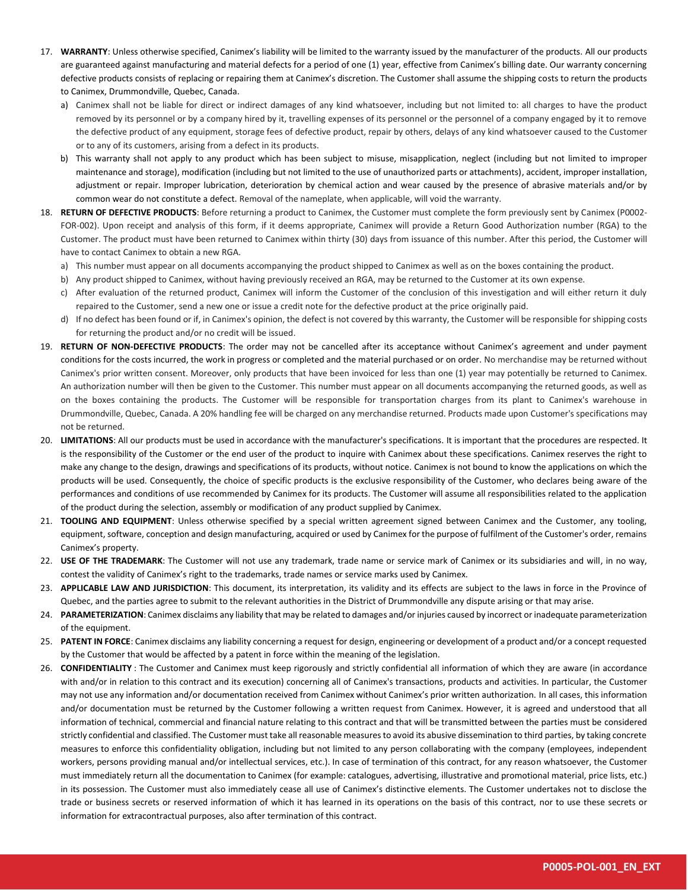17. **WARRANTY**: Unless otherwise specified, Canimex's liability will be limited to the warranty issued by the manufacturer of the products. All our products are guaranteed against manufacturing and material defects for a period of one (1) year, effective from Canimex's billing date. Our warranty concerning defective products consists of replacing or repairing them at Canimex's discretion. The Customer shall assume the shipping costs to return the products to Canimex, Drummondville, Quebec, Canada.
    a) Canimex shall not be liable for direct or indirect damages of any kind whatsoever, including but not limited to: all charges to have the product removed by its personnel or by a company hired by it, travelling expenses of its personnel or the personnel of a company engaged by it to remove the defective product of any equipment, storage fees of defective product, repair by others, delays of any kind whatsoever caused to the Customer or to any of its customers, arising from a defect in its products.
    b) This warranty shall not apply to any product which has been subject to misuse, misapplication, neglect (including but not limited to improper maintenance and storage), modification (including but not limited to the use of unauthorized parts or attachments), accident, improper installation, adjustment or repair. Improper lubrication, deterioration by chemical action and wear caused by the presence of abrasive materials and/or by common wear do not constitute a defect. Removal of the nameplate, when applicable, will void the warranty.
18. **RETURN OF DEFECTIVE PRODUCTS**: Before returning a product to Canimex, the Customer must complete the form previously sent by Canimex (P0002-FOR-002). Upon receipt and analysis of this form, if it deems appropriate, Canimex will provide a Return Good Authorization number (RGA) to the Customer. The product must have been returned to Canimex within thirty (30) days from issuance of this number. After this period, the Customer will have to contact Canimex to obtain a new RGA.
    a) This number must appear on all documents accompanying the product shipped to Canimex as well as on the boxes containing the product.
    b) Any product shipped to Canimex, without having previously received an RGA, may be returned to the Customer at its own expense.
    c) After evaluation of the returned product, Canimex will inform the Customer of the conclusion of this investigation and will either return it duly repaired to the Customer, send a new one or issue a credit note for the defective product at the price originally paid.
    d) If no defect has been found or if, in Canimex's opinion, the defect is not covered by this warranty, the Customer will be responsible for shipping costs for returning the product and/or no credit will be issued.
19. **RETURN OF NON-DEFECTIVE PRODUCTS**: The order may not be cancelled after its acceptance without Canimex's agreement and under payment conditions for the costs incurred, the work in progress or completed and the material purchased or on order. No merchandise may be returned without Canimex's prior written consent. Moreover, only products that have been invoiced for less than one (1) year may potentially be returned to Canimex. An authorization number will then be given to the Customer. This number must appear on all documents accompanying the returned goods, as well as on the boxes containing the products. The Customer will be responsible for transportation charges from its plant to Canimex's warehouse in Drummondville, Quebec, Canada. A 20% handling fee will be charged on any merchandise returned. Products made upon Customer's specifications may not be returned.
20. **LIMITATIONS**: All our products must be used in accordance with the manufacturer's specifications. It is important that the procedures are respected. It is the responsibility of the Customer or the end user of the product to inquire with Canimex about these specifications. Canimex reserves the right to make any change to the design, drawings and specifications of its products, without notice. Canimex is not bound to know the applications on which the products will be used. Consequently, the choice of specific products is the exclusive responsibility of the Customer, who declares being aware of the performances and conditions of use recommended by Canimex for its products. The Customer will assume all responsibilities related to the application of the product during the selection, assembly or modification of any product supplied by Canimex.
21. **TOOLING AND EQUIPMENT**: Unless otherwise specified by a special written agreement signed between Canimex and the Customer, any tooling, equipment, software, conception and design manufacturing, acquired or used by Canimex for the purpose of fulfilment of the Customer's order, remains Canimex's property.
22. **USE OF THE TRADEMARK**: The Customer will not use any trademark, trade name or service mark of Canimex or its subsidiaries and will, in no way, contest the validity of Canimex's right to the trademarks, trade names or service marks used by Canimex.
23. **APPLICABLE LAW AND JURISDICTION**: This document, its interpretation, its validity and its effects are subject to the laws in force in the Province of Quebec, and the parties agree to submit to the relevant authorities in the District of Drummondville any dispute arising or that may arise.
24. **PARAMETERIZATION**: Canimex disclaims any liability that may be related to damages and/or injuries caused by incorrect or inadequate parameterization of the equipment.
25. **PATENT IN FORCE**: Canimex disclaims any liability concerning a request for design, engineering or development of a product and/or a concept requested by the Customer that would be affected by a patent in force within the meaning of the legislation.
26. **CONFIDENTIALITY** : The Customer and Canimex must keep rigorously and strictly confidential all information of which they are aware (in accordance with and/or in relation to this contract and its execution) concerning all of Canimex's transactions, products and activities. In particular, the Customer may not use any information and/or documentation received from Canimex without Canimex's prior written authorization. In all cases, this information and/or documentation must be returned by the Customer following a written request from Canimex. However, it is agreed and understood that all information of technical, commercial and financial nature relating to this contract and that will be transmitted between the parties must be considered strictly confidential and classified. The Customer must take all reasonable measures to avoid its abusive dissemination to third parties, by taking concrete measures to enforce this confidentiality obligation, including but not limited to any person collaborating with the company (employees, independent workers, persons providing manual and/or intellectual services, etc.). In case of termination of this contract, for any reason whatsoever, the Customer must immediately return all the documentation to Canimex (for example: catalogues, advertising, illustrative and promotional material, price lists, etc.) in its possession. The Customer must also immediately cease all use of Canimex's distinctive elements. The Customer undertakes not to disclose the trade or business secrets or reserved information of which it has learned in its operations on the basis of this contract, nor to use these secrets or information for extracontractual purposes, also after termination of this contract.